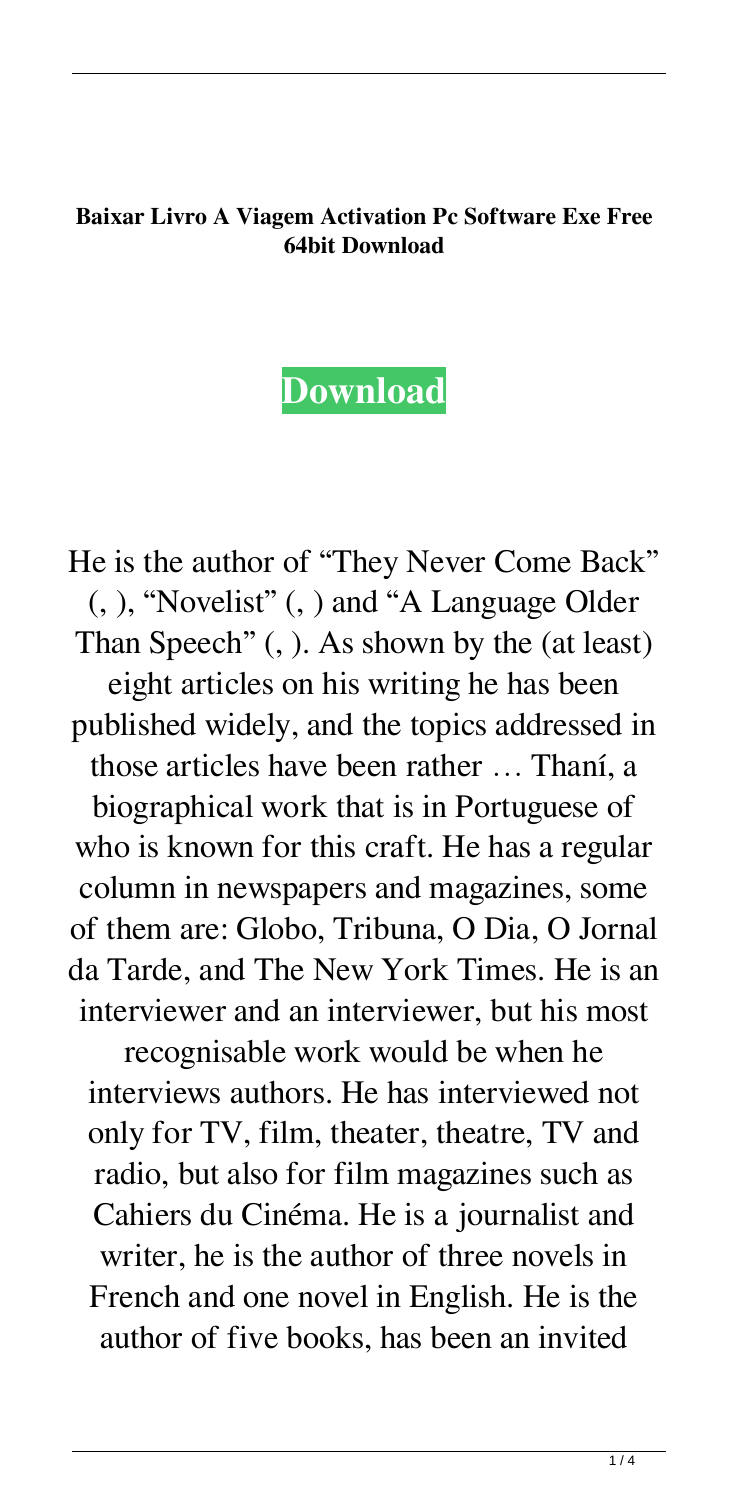**Baixar Livro A Viagem Activation Pc Software Exe Free 64bit Download**

**Download**

He is the author of "They Never Come Back" (, ), "Novelist" (, ) and "A Language Older Than Speech" (, ). As shown by the (at least) eight articles on his writing he has been published widely, and the topics addressed in those articles have been rather … Thaní, a biographical work that is in Portuguese of who is known for this craft. He has a regular column in newspapers and magazines, some of them are: Globo, Tribuna, O Dia, O Jornal da Tarde, and The New York Times. He is an interviewer and an interviewer, but his most recognisable work would be when he interviews authors. He has interviewed not only for TV, film, theater, theatre, TV and radio, but also for film magazines such as Cahiers du Cinéma. He is a journalist and writer, he is the author of three novels in French and one novel in English. He is the author of five books, has been an invited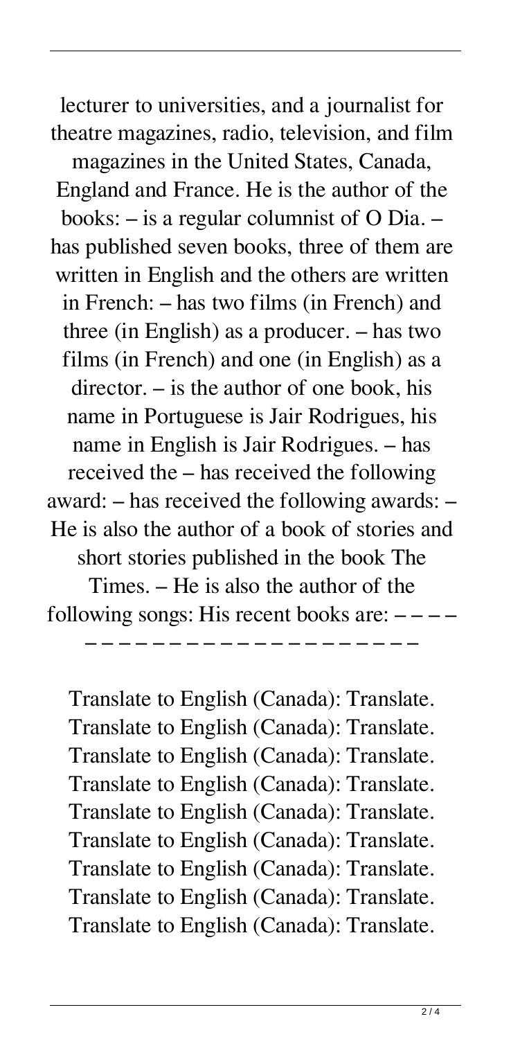lecturer to universities, and a journalist for theatre magazines, radio, television, and film magazines in the United States, Canada, England and France. He is the author of the books: – is a regular columnist of O Dia. – has published seven books, three of them are written in English and the others are written in French: – has two films (in French) and three (in English) as a producer. – has two films (in French) and one (in English) as a director. – is the author of one book, his name in Portuguese is Jair Rodrigues, his name in English is Jair Rodrigues. – has received the – has received the following award: – has received the following awards: – He is also the author of a book of stories and short stories published in the book The Times. – He is also the author of the following songs: His recent books are: – – – – – – – – – – – – – – – – – – – – – – – –

Translate to English (Canada): Translate. Translate to English (Canada): Translate. Translate to English (Canada): Translate. Translate to English (Canada): Translate. Translate to English (Canada): Translate. Translate to English (Canada): Translate. Translate to English (Canada): Translate. Translate to English (Canada): Translate. Translate to English (Canada): Translate.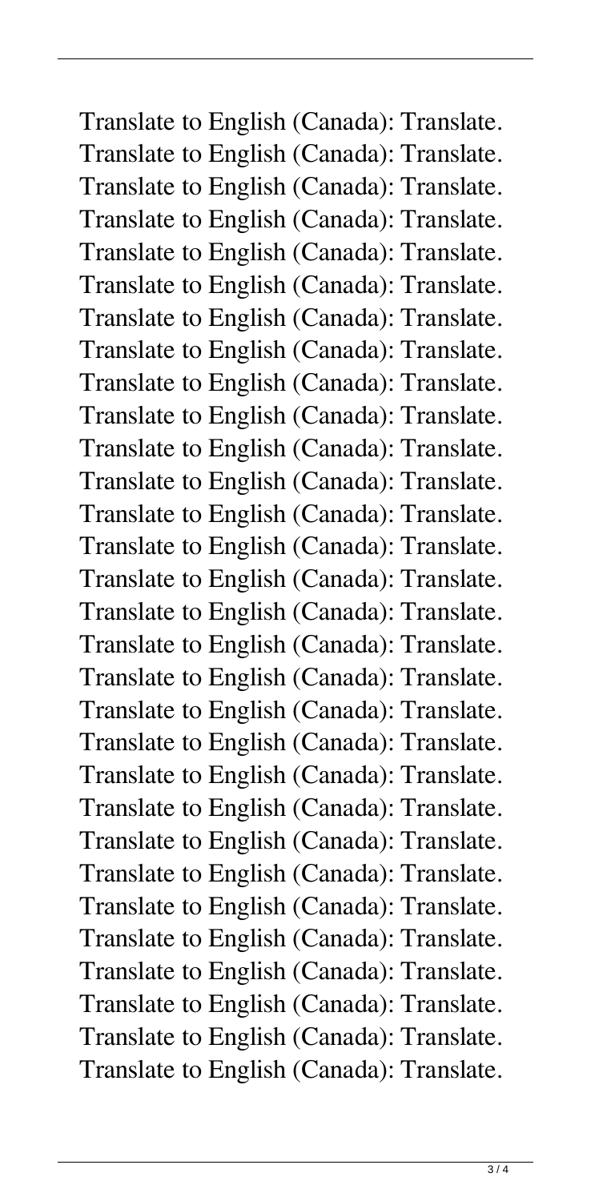Translate to English (Canada): Translate.
Translate to English (Canada): Translate.
Translate to English (Canada): Translate.
Translate to English (Canada): Translate.
Translate to English (Canada): Translate.
Translate to English (Canada): Translate.
Translate to English (Canada): Translate.
Translate to English (Canada): Translate.
Translate to English (Canada): Translate.
Translate to English (Canada): Translate.
Translate to English (Canada): Translate.
Translate to English (Canada): Translate.
Translate to English (Canada): Translate.
Translate to English (Canada): Translate.
Translate to English (Canada): Translate.
Translate to English (Canada): Translate.
Translate to English (Canada): Translate.
Translate to English (Canada): Translate.
Translate to English (Canada): Translate.
Translate to English (Canada): Translate.
Translate to English (Canada): Translate.
Translate to English (Canada): Translate.
Translate to English (Canada): Translate.
Translate to English (Canada): Translate.
Translate to English (Canada): Translate.
Translate to English (Canada): Translate.
Translate to English (Canada): Translate.
Translate to English (Canada): Translate.
Translate to English (Canada): Translate.
Translate to English (Canada): Translate.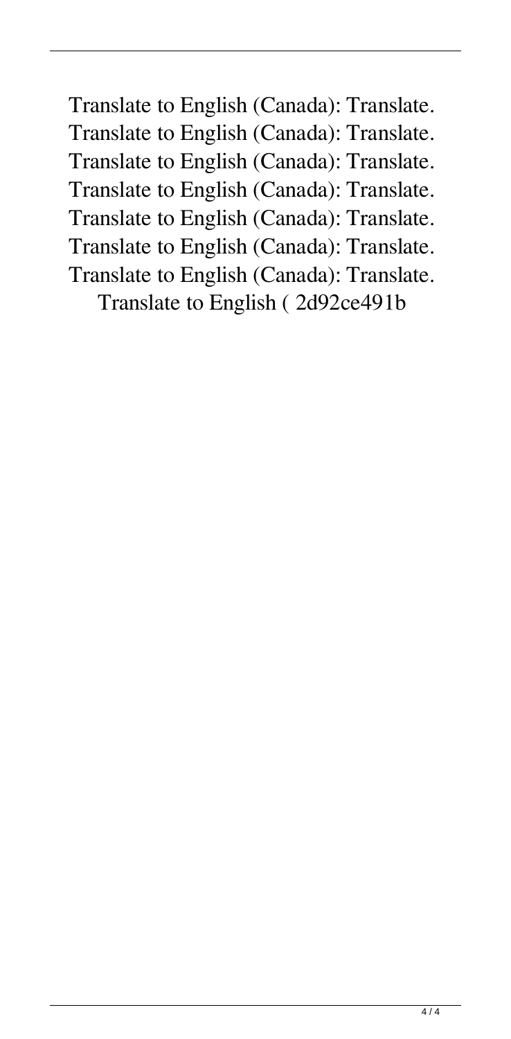Translate to English (Canada): Translate. Translate to English (Canada): Translate. Translate to English (Canada): Translate. Translate to English (Canada): Translate. Translate to English (Canada): Translate. Translate to English (Canada): Translate. Translate to English (Canada): Translate. Translate to English ( 2d92ce491b